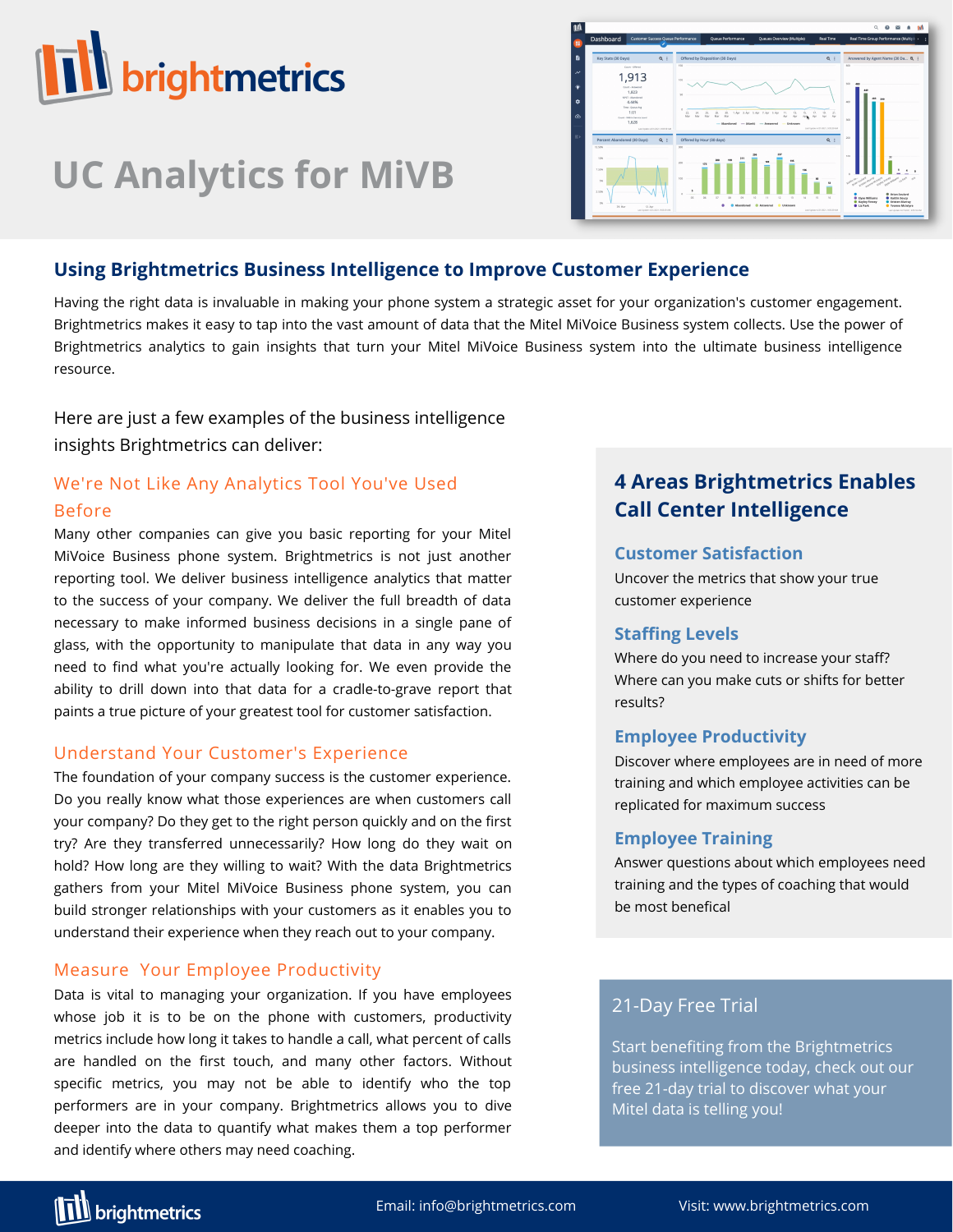# UC Analytics for MiVB

## Using Brightmetrics Business Intelligence to Improve Customer Experience

Having the right data is invaluable in making your phone system a strategic asset for your organization's customer engagement. Brightmetrics makes it easy to tap into the vast amount of data that the Mitel MiVoice Business system collects. Use the power of Brightmetrics analytics to gain insights that turn your Mitel MiVoice Business system into the ultimate business intelligence resource.

Here are just a few examples of the business intelligence insights Brightmetrics can deliver:

### We're Not Like Any Analytics Tool You've Used Before

Many other companies can give you basic reporting for your Mitel MiVoice Business phone system. Brightmetrics is not just another reporting tool. We deliver business intelligence analytics that matter to the success of your company. We deliver the full breadth of data necessary to make informed business decisions in a single pane of glass, with the opportunity to manipulate that data in any way you need to find what you're actually looking for. We even provide the ability to drill down into that data for a cradle-to-grave report that paints a true picture of your greatest tool for customer satisfaction.

### Understand Your Customer's Experience

The foundation of your company success is the customer experience. Do you really know what those experiences are when customers call your company? Do they get to the right person quickly and on the first try? Are they transferred unnecessarily? How long do they wait on hold? How long are they willing to wait? With the data Brightmetrics gathers from your Mitel MiVoice Business phone system, you can build stronger relationships with your customers as it enables you to understand their experience when they reach out to your company.

### Measure Your Employee Productivity

Data is vital to managing your organization. If you have employees whose job it is to be on the phone with customers, productivity metrics include how long it takes to handle a call, what percent of calls are handled on the first touch, and many other factors. Without specific metrics, you may not be able to identify who the top performers are in your company. Brightmetrics allows you to dive deeper into the data to quantify what makes them a top performer and identify where others may need coaching.

## 4 Areas Brightmetrics Enables Call Center Intelligence

### Customer Satisfaction

Uncover the metrics that show your true customer experience

### Staffing Levels

Where do you need to increase your staff? Where can you make cuts or shifts for better results?

### Employee Productivity

Discover where employees are in need of more training and which employee activities can be replicated for maximum success

### Employee Training

Answer questions about which employees need training and the types of coaching that would be most benefical

### 21-Day Free Trial

Start benefiting from the Brightmetrics business intelligence today, check out our free 21-day trial to discover what your Mitel data is telling you!

Email: info@brightmetrics.com

Visit: www.brightmetrics.com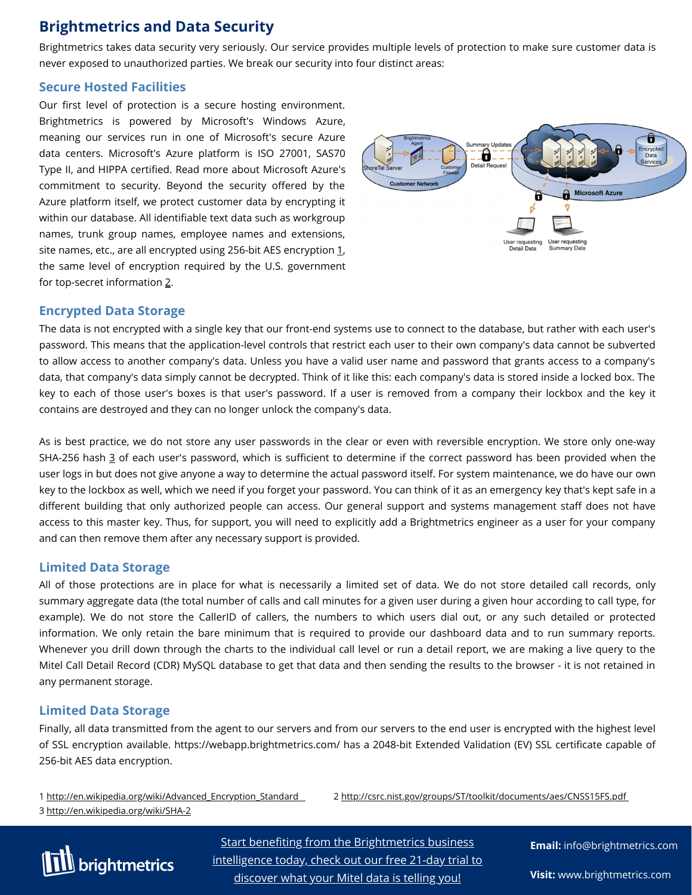# Brightmetrics and Data Security

Brightmetrics takes data security very seriously. Our service provides multiple levels of protection to make sure customer data is never exposed to unauthorized parties. We break our security into four distinct areas:

## Secure Hosted Facilities

Our first level of protection is a secure hosting environment. Brightmetrics is powered by Microsoft's Windows Azure, meaning our services run in one of Microsoft's secure Azure data centers. Microsoft's Azure platform is ISO 27001, SAS70 Type II, and HIPPA certified. Read more about Microsoft Azure's commitment to security. Beyond the security offered by the Azure platform itself, we protect customer data by encrypting it within our database. All identifiable text data such as workgroup names, trunk group names, employee names and extensions, site names, etc., are all encrypted using 256-bit AES encryption [1], the same level of encryption required by the U.S. government for top-secret information [2].

Brightmetrics Agent
ShoreTel Server
Customer Firewall
Customer Network
Summary Updates
Detail Request
Encrypted Data Services
Microsoft Azure
User requesting Detail Data
User requesting Summary Data

## Encrypted Data Storage

The data is not encrypted with a single key that our front-end systems use to connect to the database, but rather with each user's password. This means that the application-level controls that restrict each user to their own company's data cannot be subverted to allow access to another company's data. Unless you have a valid user name and password that grants access to a company's data, that company's data simply cannot be decrypted. Think of it like this: each company's data is stored inside a locked box. The key to each of those user's boxes is that user's password. If a user is removed from a company their lockbox and the key it contains are destroyed and they can no longer unlock the company's data.

As is best practice, we do not store any user passwords in the clear or even with reversible encryption. We store only one-way SHA-256 hash [3] of each user's password, which is sufficient to determine if the correct password has been provided when the user logs in but does not give anyone a way to determine the actual password itself. For system maintenance, we do have our own key to the lockbox as well, which we need if you forget your password. You can think of it as an emergency key that's kept safe in a different building that only authorized people can access. Our general support and systems management staff does not have access to this master key. Thus, for support, you will need to explicitly add a Brightmetrics engineer as a user for your company and can then remove them after any necessary support is provided.

## Limited Data Storage

All of those protections are in place for what is necessarily a limited set of data. We do not store detailed call records, only summary aggregate data (the total number of calls and call minutes for a given user during a given hour according to call type, for example). We do not store the CallerID of callers, the numbers to which users dial out, or any such detailed or protected information. We only retain the bare minimum that is required to provide our dashboard data and to run summary reports. Whenever you drill down through the charts to the individual call level or run a detail report, we are making a live query to the Mitel Call Detail Record (CDR) MySQL database to get that data and then sending the results to the browser - it is not retained in any permanent storage.

## Limited Data Storage

Finally, all data transmitted from the agent to our servers and from our servers to the end user is encrypted with the highest level of SSL encryption available. https://webapp.brightmetrics.com/ has a 2048-bit Extended Validation (EV) SSL certificate capable of 256-bit AES data encryption.

1 http://en.wikipedia.org/wiki/Advanced_Encryption_Standard

2 http://csrc.nist.gov/groups/ST/toolkit/documents/aes/CNSS15FS.pdf

3 http://en.wikipedia.org/wiki/SHA-2

brightmetrics

Start benefiting from the Brightmetrics business intelligence today, check out our free 21-day trial to discover what your Mitel data is telling you!

**Email:** info@brightmetrics.com

**Visit:** www.brightmetrics.com